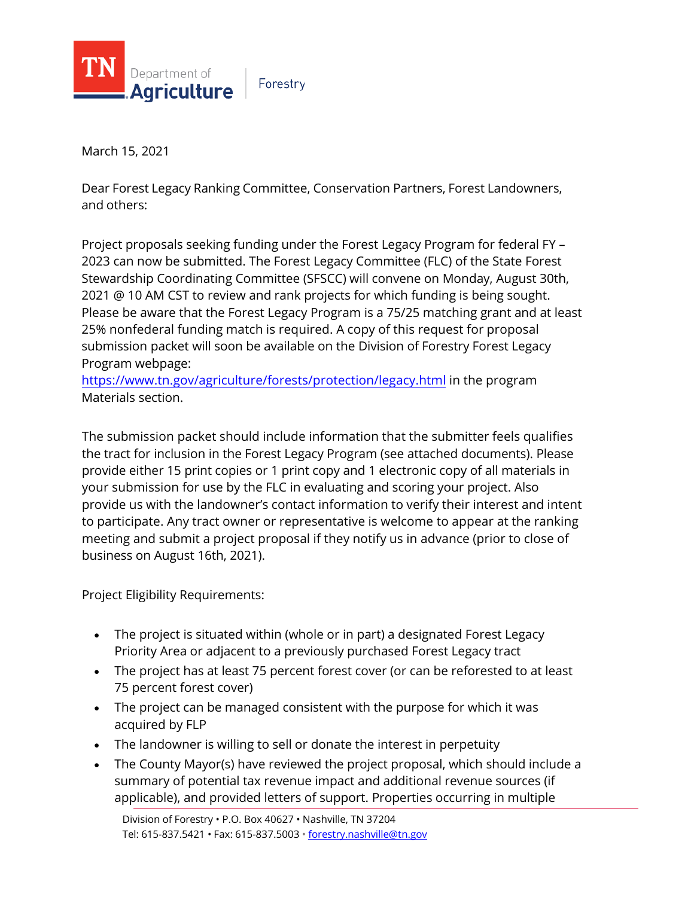TN Department of Agriculture | Forestry

March 15, 2021

Dear Forest Legacy Ranking Committee, Conservation Partners, Forest Landowners, and others:

Project proposals seeking funding under the Forest Legacy Program for federal FY – 2023 can now be submitted. The Forest Legacy Committee (FLC) of the State Forest Stewardship Coordinating Committee (SFSCC) will convene on Monday, August 30th, 2021 @ 10 AM CST to review and rank projects for which funding is being sought. Please be aware that the Forest Legacy Program is a 75/25 matching grant and at least 25% nonfederal funding match is required. A copy of this request for proposal submission packet will soon be available on the Division of Forestry Forest Legacy Program webpage: https://www.tn.gov/agriculture/forests/protection/legacy.html in the program Materials section.

The submission packet should include information that the submitter feels qualifies the tract for inclusion in the Forest Legacy Program (see attached documents). Please provide either 15 print copies or 1 print copy and 1 electronic copy of all materials in your submission for use by the FLC in evaluating and scoring your project. Also provide us with the landowner's contact information to verify their interest and intent to participate. Any tract owner or representative is welcome to appear at the ranking meeting and submit a project proposal if they notify us in advance (prior to close of business on August 16th, 2021).

Project Eligibility Requirements:

- The project is situated within (whole or in part) a designated Forest Legacy Priority Area or adjacent to a previously purchased Forest Legacy tract
- The project has at least 75 percent forest cover (or can be reforested to at least 75 percent forest cover)
- The project can be managed consistent with the purpose for which it was acquired by FLP
- The landowner is willing to sell or donate the interest in perpetuity
- The County Mayor(s) have reviewed the project proposal, which should include a summary of potential tax revenue impact and additional revenue sources (if applicable), and provided letters of support. Properties occurring in multiple

Division of Forestry • P.O. Box 40627 • Nashville, TN 37204
Tel: 615-837.5421 • Fax: 615-837.5003 • forestry.nashville@tn.gov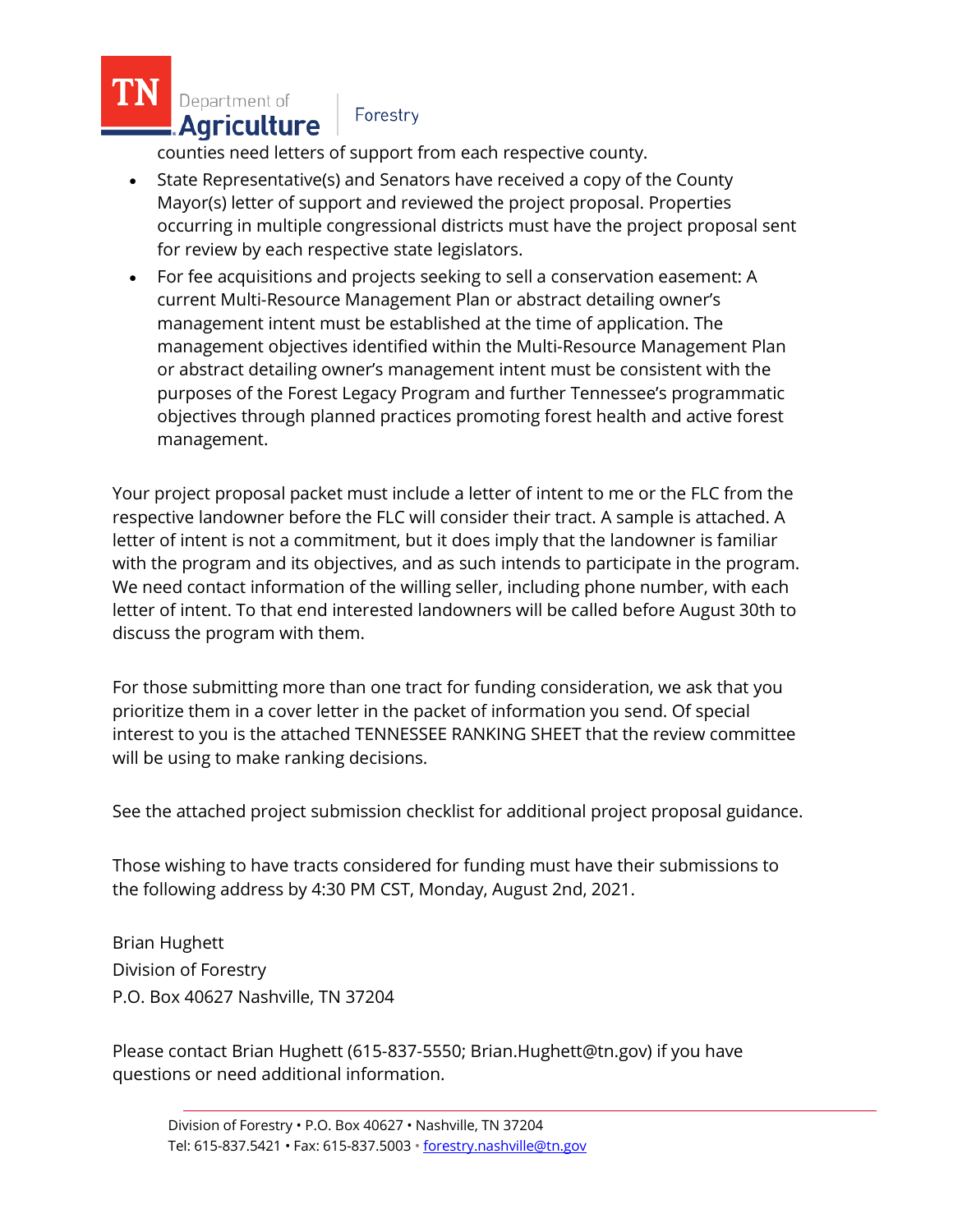counties need letters of support from each respective county.

- State Representative(s) and Senators have received a copy of the County Mayor(s) letter of support and reviewed the project proposal. Properties occurring in multiple congressional districts must have the project proposal sent for review by each respective state legislators.
- For fee acquisitions and projects seeking to sell a conservation easement: A current Multi-Resource Management Plan or abstract detailing owner's management intent must be established at the time of application. The management objectives identified within the Multi-Resource Management Plan or abstract detailing owner's management intent must be consistent with the purposes of the Forest Legacy Program and further Tennessee's programmatic objectives through planned practices promoting forest health and active forest management.

Your project proposal packet must include a letter of intent to me or the FLC from the respective landowner before the FLC will consider their tract. A sample is attached. A letter of intent is not a commitment, but it does imply that the landowner is familiar with the program and its objectives, and as such intends to participate in the program. We need contact information of the willing seller, including phone number, with each letter of intent. To that end interested landowners will be called before August 30th to discuss the program with them.

For those submitting more than one tract for funding consideration, we ask that you prioritize them in a cover letter in the packet of information you send. Of special interest to you is the attached TENNESSEE RANKING SHEET that the review committee will be using to make ranking decisions.

See the attached project submission checklist for additional project proposal guidance.

Those wishing to have tracts considered for funding must have their submissions to the following address by 4:30 PM CST, Monday, August 2nd, 2021.

Brian Hughett
Division of Forestry
P.O. Box 40627 Nashville, TN 37204

Please contact Brian Hughett (615-837-5550; Brian.Hughett@tn.gov) if you have questions or need additional information.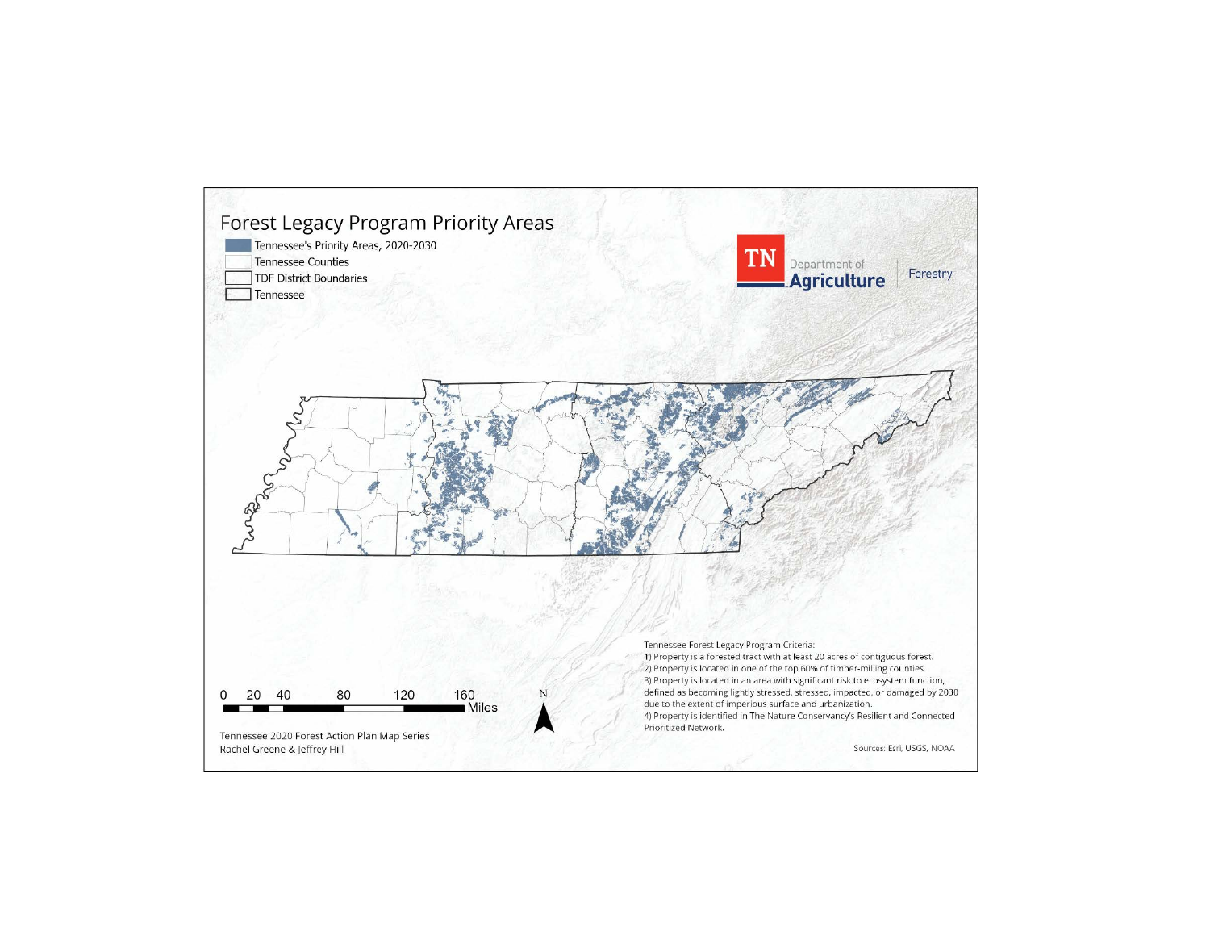# Forest Legacy Program Priority Areas

- Tennessee's Priority Areas, 2020-2030
- Tennessee Counties
- TDF District Boundaries
- Tennessee

TN Department of Agriculture | Forestry

0 20 40 80 120 160 Miles

N

Tennessee Forest Legacy Program Criteria:
1) Property is a forested tract with at least 20 acres of contiguous forest.
2) Property is located in one of the top 60% of timber-milling counties.
3) Property is located in an area with significant risk to ecosystem function, defined as becoming lightly stressed, stressed, impacted, or damaged by 2030 due to the extent of imperious surface and urbanization.
4) Property is identified in The Nature Conservancy's Resilient and Connected Prioritized Network.

Tennessee 2020 Forest Action Plan Map Series
Rachel Greene & Jeffrey Hill

Sources: Esri, USGS, NOAA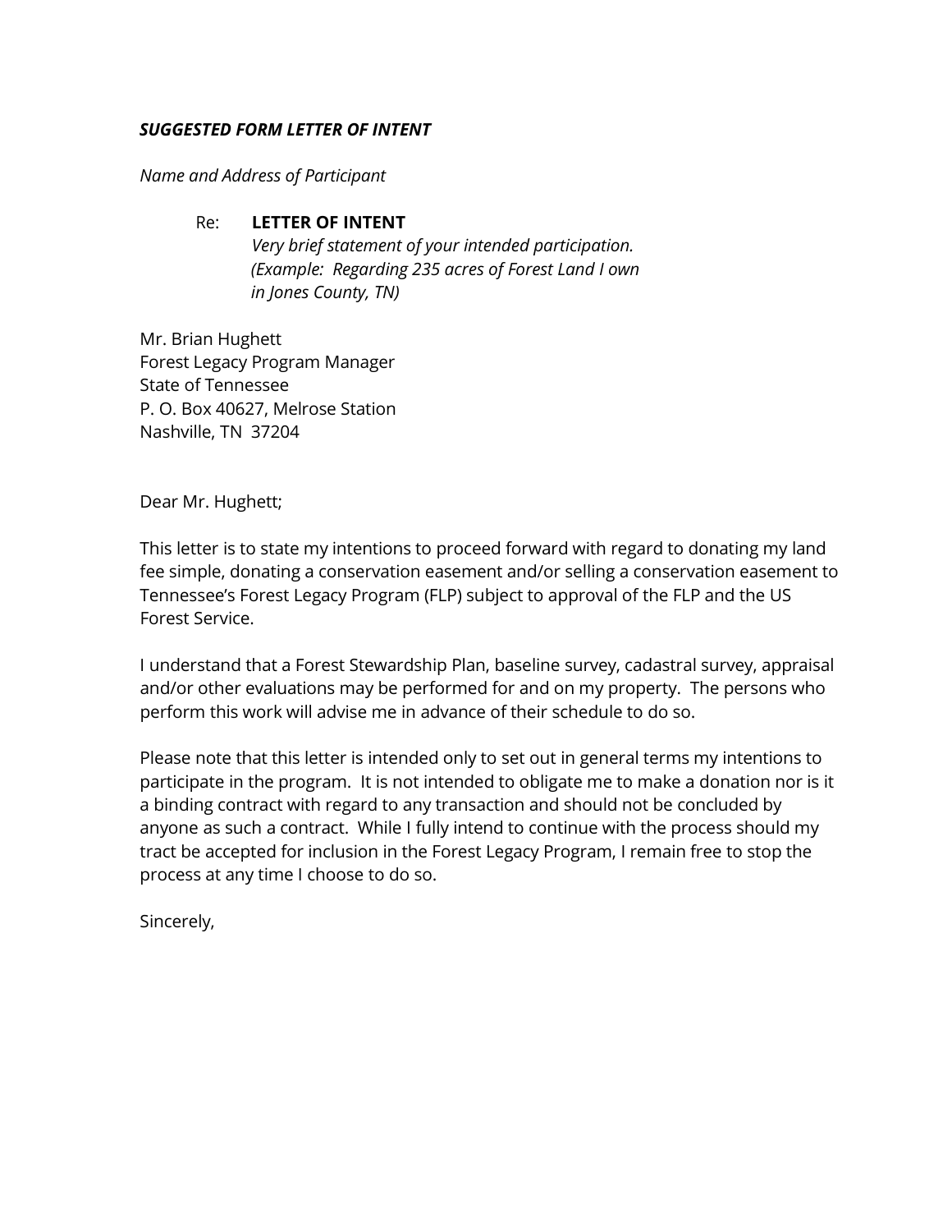***SUGGESTED FORM LETTER OF INTENT***

*Name and Address of Participant*

Re: **LETTER OF INTENT**
*Very brief statement of your intended participation.*
*(Example: Regarding 235 acres of Forest Land I own in Jones County, TN)*

Mr. Brian Hughett
Forest Legacy Program Manager
State of Tennessee
P. O. Box 40627, Melrose Station
Nashville, TN 37204

Dear Mr. Hughett;

This letter is to state my intentions to proceed forward with regard to donating my land fee simple, donating a conservation easement and/or selling a conservation easement to Tennessee's Forest Legacy Program (FLP) subject to approval of the FLP and the US Forest Service.

I understand that a Forest Stewardship Plan, baseline survey, cadastral survey, appraisal and/or other evaluations may be performed for and on my property. The persons who perform this work will advise me in advance of their schedule to do so.

Please note that this letter is intended only to set out in general terms my intentions to participate in the program. It is not intended to obligate me to make a donation nor is it a binding contract with regard to any transaction and should not be concluded by anyone as such a contract. While I fully intend to continue with the process should my tract be accepted for inclusion in the Forest Legacy Program, I remain free to stop the process at any time I choose to do so.

Sincerely,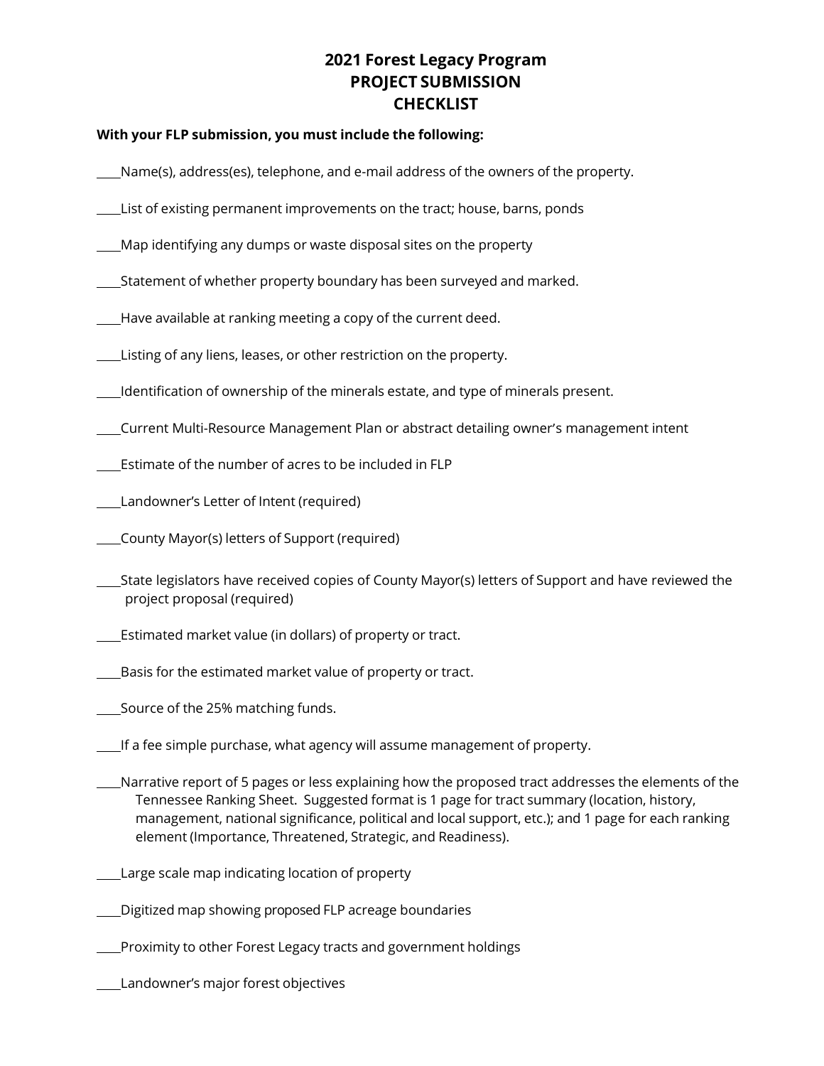# 2021 Forest Legacy Program
# PROJECT SUBMISSION
# CHECKLIST

**With your FLP submission, you must include the following:**

____Name(s), address(es), telephone, and e-mail address of the owners of the property.

____List of existing permanent improvements on the tract; house, barns, ponds

____Map identifying any dumps or waste disposal sites on the property

____Statement of whether property boundary has been surveyed and marked.

____Have available at ranking meeting a copy of the current deed.

____Listing of any liens, leases, or other restriction on the property.

____Identification of ownership of the minerals estate, and type of minerals present.

____Current Multi-Resource Management Plan or abstract detailing owner's management intent

____Estimate of the number of acres to be included in FLP

____Landowner's Letter of Intent (required)

____County Mayor(s) letters of Support (required)

____State legislators have received copies of County Mayor(s) letters of Support and have reviewed the project proposal (required)

____Estimated market value (in dollars) of property or tract.

____Basis for the estimated market value of property or tract.

____Source of the 25% matching funds.

____If a fee simple purchase, what agency will assume management of property.

____Narrative report of 5 pages or less explaining how the proposed tract addresses the elements of the Tennessee Ranking Sheet. Suggested format is 1 page for tract summary (location, history, management, national significance, political and local support, etc.); and 1 page for each ranking element (Importance, Threatened, Strategic, and Readiness).

____Large scale map indicating location of property

____Digitized map showing proposed FLP acreage boundaries

____Proximity to other Forest Legacy tracts and government holdings

____Landowner's major forest objectives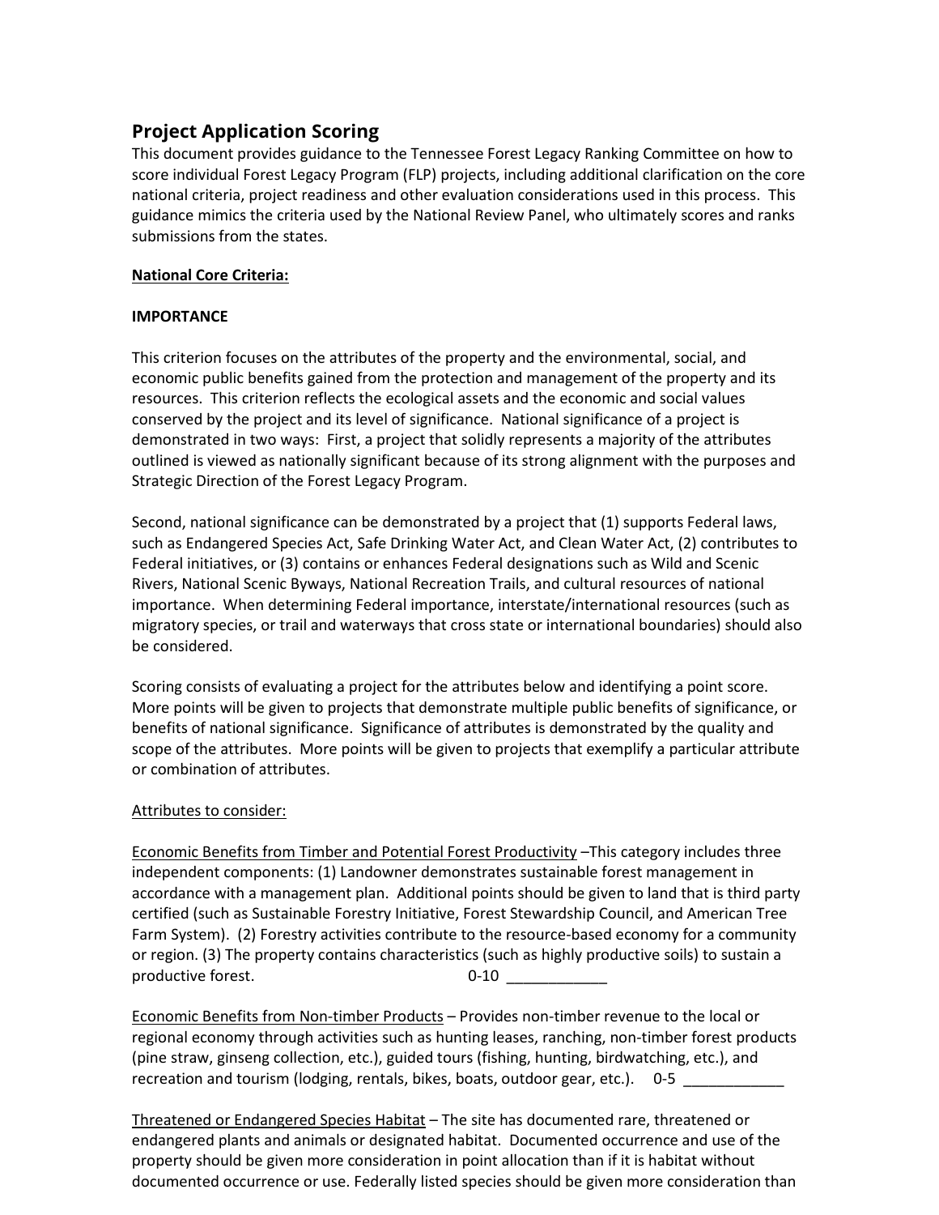## Project Application Scoring

This document provides guidance to the Tennessee Forest Legacy Ranking Committee on how to score individual Forest Legacy Program (FLP) projects, including additional clarification on the core national criteria, project readiness and other evaluation considerations used in this process. This guidance mimics the criteria used by the National Review Panel, who ultimately scores and ranks submissions from the states.

**National Core Criteria:**

### IMPORTANCE

This criterion focuses on the attributes of the property and the environmental, social, and economic public benefits gained from the protection and management of the property and its resources. This criterion reflects the ecological assets and the economic and social values conserved by the project and its level of significance. National significance of a project is demonstrated in two ways: First, a project that solidly represents a majority of the attributes outlined is viewed as nationally significant because of its strong alignment with the purposes and Strategic Direction of the Forest Legacy Program.

Second, national significance can be demonstrated by a project that (1) supports Federal laws, such as Endangered Species Act, Safe Drinking Water Act, and Clean Water Act, (2) contributes to Federal initiatives, or (3) contains or enhances Federal designations such as Wild and Scenic Rivers, National Scenic Byways, National Recreation Trails, and cultural resources of national importance. When determining Federal importance, interstate/international resources (such as migratory species, or trail and waterways that cross state or international boundaries) should also be considered.

Scoring consists of evaluating a project for the attributes below and identifying a point score. More points will be given to projects that demonstrate multiple public benefits of significance, or benefits of national significance. Significance of attributes is demonstrated by the quality and scope of the attributes. More points will be given to projects that exemplify a particular attribute or combination of attributes.

Attributes to consider:

Economic Benefits from Timber and Potential Forest Productivity –This category includes three independent components: (1) Landowner demonstrates sustainable forest management in accordance with a management plan. Additional points should be given to land that is third party certified (such as Sustainable Forestry Initiative, Forest Stewardship Council, and American Tree Farm System). (2) Forestry activities contribute to the resource-based economy for a community or region. (3) The property contains characteristics (such as highly productive soils) to sustain a productive forest. 0-10 ____________

Economic Benefits from Non-timber Products – Provides non-timber revenue to the local or regional economy through activities such as hunting leases, ranching, non-timber forest products (pine straw, ginseng collection, etc.), guided tours (fishing, hunting, birdwatching, etc.), and recreation and tourism (lodging, rentals, bikes, boats, outdoor gear, etc.). 0-5 ____________

Threatened or Endangered Species Habitat – The site has documented rare, threatened or endangered plants and animals or designated habitat. Documented occurrence and use of the property should be given more consideration in point allocation than if it is habitat without documented occurrence or use. Federally listed species should be given more consideration than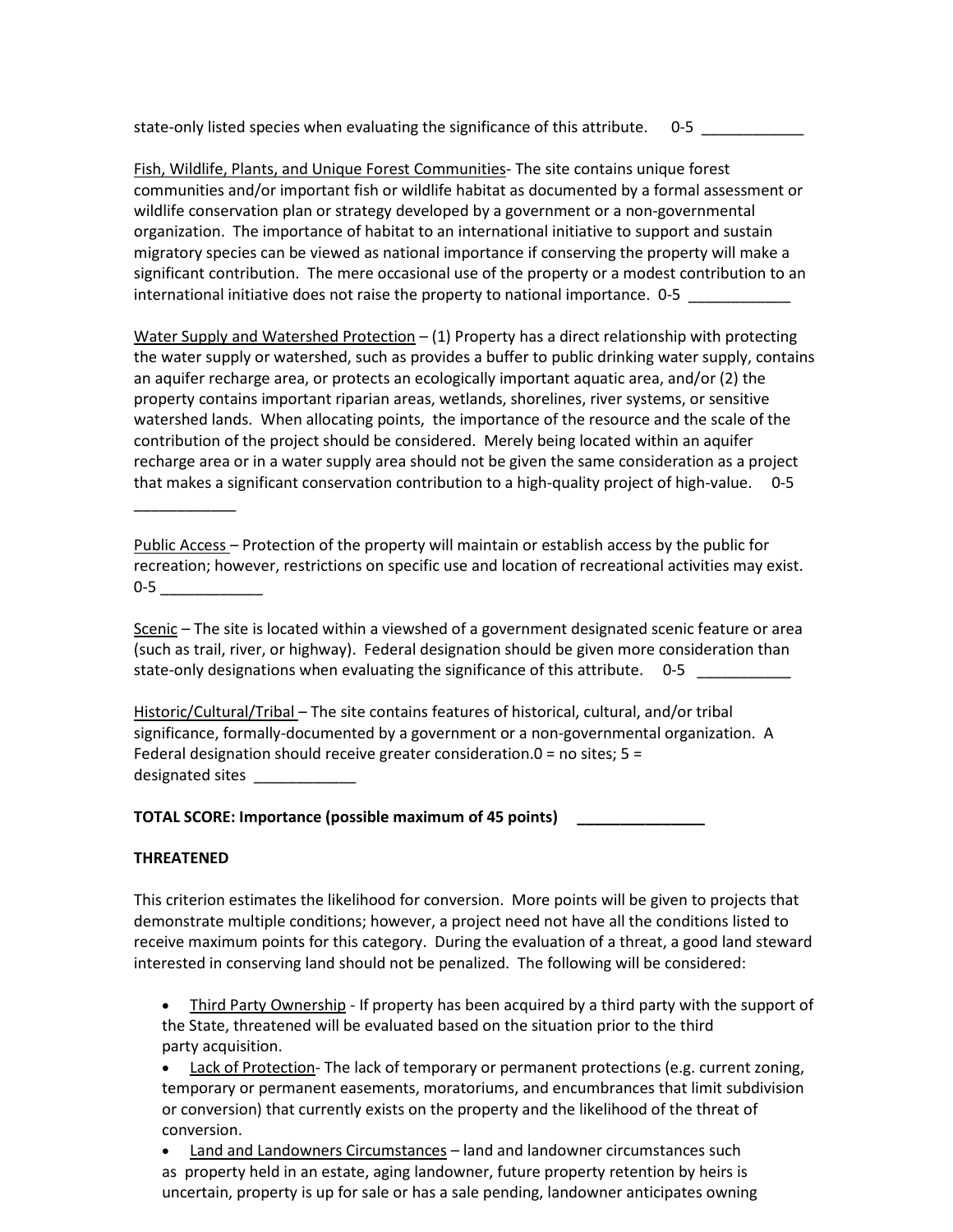state-only listed species when evaluating the significance of this attribute. 0-5 ____________

Fish, Wildlife, Plants, and Unique Forest Communities- The site contains unique forest communities and/or important fish or wildlife habitat as documented by a formal assessment or wildlife conservation plan or strategy developed by a government or a non-governmental organization. The importance of habitat to an international initiative to support and sustain migratory species can be viewed as national importance if conserving the property will make a significant contribution. The mere occasional use of the property or a modest contribution to an international initiative does not raise the property to national importance. 0-5 ____________

Water Supply and Watershed Protection – (1) Property has a direct relationship with protecting the water supply or watershed, such as provides a buffer to public drinking water supply, contains an aquifer recharge area, or protects an ecologically important aquatic area, and/or (2) the property contains important riparian areas, wetlands, shorelines, river systems, or sensitive watershed lands. When allocating points, the importance of the resource and the scale of the contribution of the project should be considered. Merely being located within an aquifer recharge area or in a water supply area should not be given the same consideration as a project that makes a significant conservation contribution to a high-quality project of high-value. 0-5 ____________

Public Access – Protection of the property will maintain or establish access by the public for recreation; however, restrictions on specific use and location of recreational activities may exist. 0-5 ____________

Scenic – The site is located within a viewshed of a government designated scenic feature or area (such as trail, river, or highway). Federal designation should be given more consideration than state-only designations when evaluating the significance of this attribute. 0-5 ___________

Historic/Cultural/Tribal – The site contains features of historical, cultural, and/or tribal significance, formally-documented by a government or a non-governmental organization. A Federal designation should receive greater consideration.0 = no sites; 5 = designated sites ____________

**TOTAL SCORE: Importance (possible maximum of 45 points) _______________**

**THREATENED**

This criterion estimates the likelihood for conversion. More points will be given to projects that demonstrate multiple conditions; however, a project need not have all the conditions listed to receive maximum points for this category. During the evaluation of a threat, a good land steward interested in conserving land should not be penalized. The following will be considered:

- Third Party Ownership - If property has been acquired by a third party with the support of the State, threatened will be evaluated based on the situation prior to the third party acquisition.
- Lack of Protection- The lack of temporary or permanent protections (e.g. current zoning, temporary or permanent easements, moratoriums, and encumbrances that limit subdivision or conversion) that currently exists on the property and the likelihood of the threat of conversion.
- Land and Landowners Circumstances – land and landowner circumstances such as property held in an estate, aging landowner, future property retention by heirs is uncertain, property is up for sale or has a sale pending, landowner anticipates owning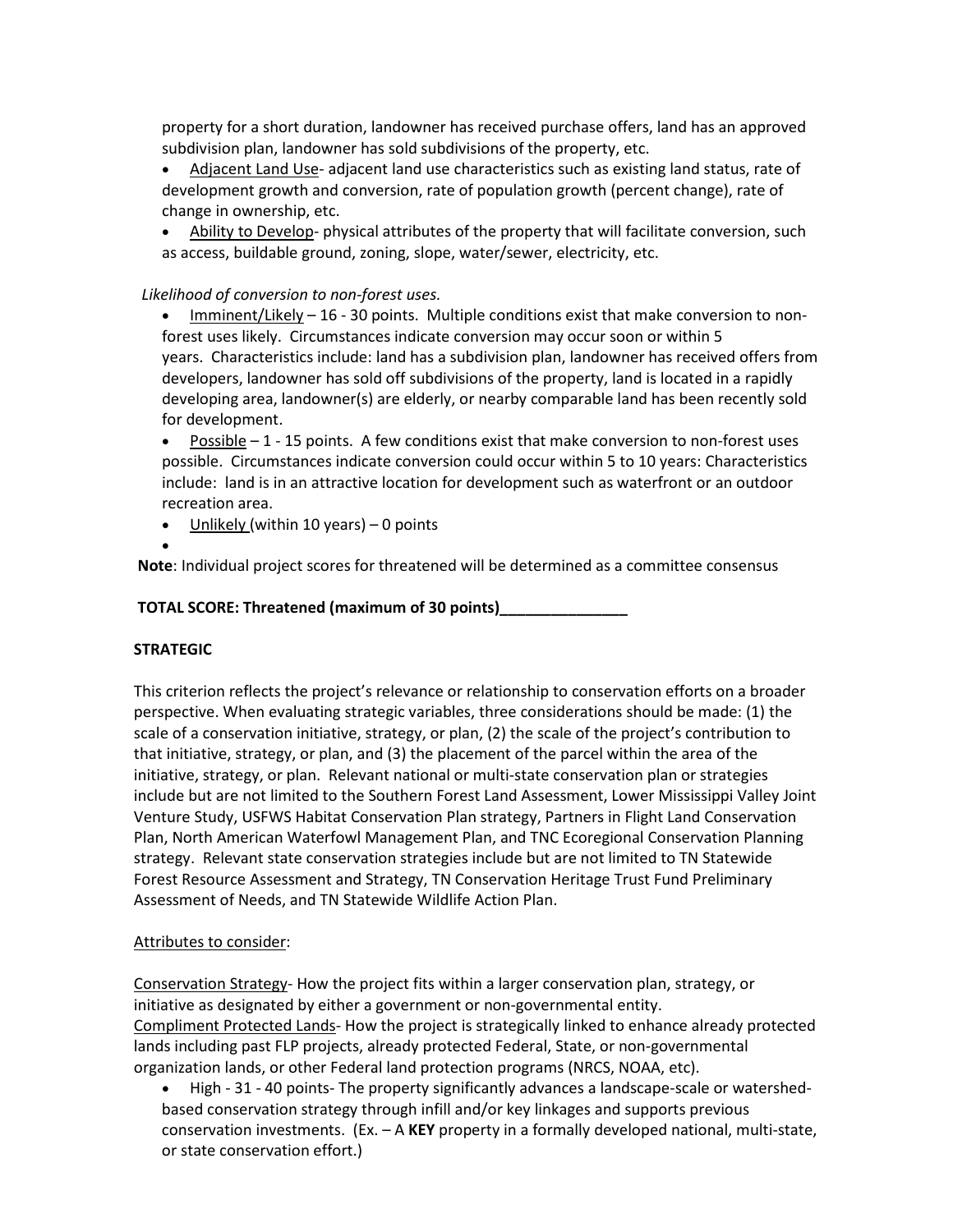property for a short duration, landowner has received purchase offers, land has an approved subdivision plan, landowner has sold subdivisions of the property, etc.

- Adjacent Land Use- adjacent land use characteristics such as existing land status, rate of development growth and conversion, rate of population growth (percent change), rate of change in ownership, etc.
- Ability to Develop- physical attributes of the property that will facilitate conversion, such as access, buildable ground, zoning, slope, water/sewer, electricity, etc.

*Likelihood of conversion to non-forest uses.*

- Imminent/Likely – 16 - 30 points. Multiple conditions exist that make conversion to non-forest uses likely. Circumstances indicate conversion may occur soon or within 5 years. Characteristics include: land has a subdivision plan, landowner has received offers from developers, landowner has sold off subdivisions of the property, land is located in a rapidly developing area, landowner(s) are elderly, or nearby comparable land has been recently sold for development.
- Possible – 1 - 15 points. A few conditions exist that make conversion to non-forest uses possible. Circumstances indicate conversion could occur within 5 to 10 years: Characteristics include: land is in an attractive location for development such as waterfront or an outdoor recreation area.
- Unlikely (within 10 years) – 0 points

**Note**: Individual project scores for threatened will be determined as a committee consensus

**TOTAL SCORE: Threatened (maximum of 30 points)_______________**

**STRATEGIC**

This criterion reflects the project's relevance or relationship to conservation efforts on a broader perspective. When evaluating strategic variables, three considerations should be made: (1) the scale of a conservation initiative, strategy, or plan, (2) the scale of the project's contribution to that initiative, strategy, or plan, and (3) the placement of the parcel within the area of the initiative, strategy, or plan. Relevant national or multi-state conservation plan or strategies include but are not limited to the Southern Forest Land Assessment, Lower Mississippi Valley Joint Venture Study, USFWS Habitat Conservation Plan strategy, Partners in Flight Land Conservation Plan, North American Waterfowl Management Plan, and TNC Ecoregional Conservation Planning strategy. Relevant state conservation strategies include but are not limited to TN Statewide Forest Resource Assessment and Strategy, TN Conservation Heritage Trust Fund Preliminary Assessment of Needs, and TN Statewide Wildlife Action Plan.

Attributes to consider:

Conservation Strategy- How the project fits within a larger conservation plan, strategy, or initiative as designated by either a government or non-governmental entity.
Compliment Protected Lands- How the project is strategically linked to enhance already protected lands including past FLP projects, already protected Federal, State, or non-governmental organization lands, or other Federal land protection programs (NRCS, NOAA, etc).

- High - 31 - 40 points- The property significantly advances a landscape-scale or watershed-based conservation strategy through infill and/or key linkages and supports previous conservation investments. (Ex. – A **KEY** property in a formally developed national, multi-state, or state conservation effort.)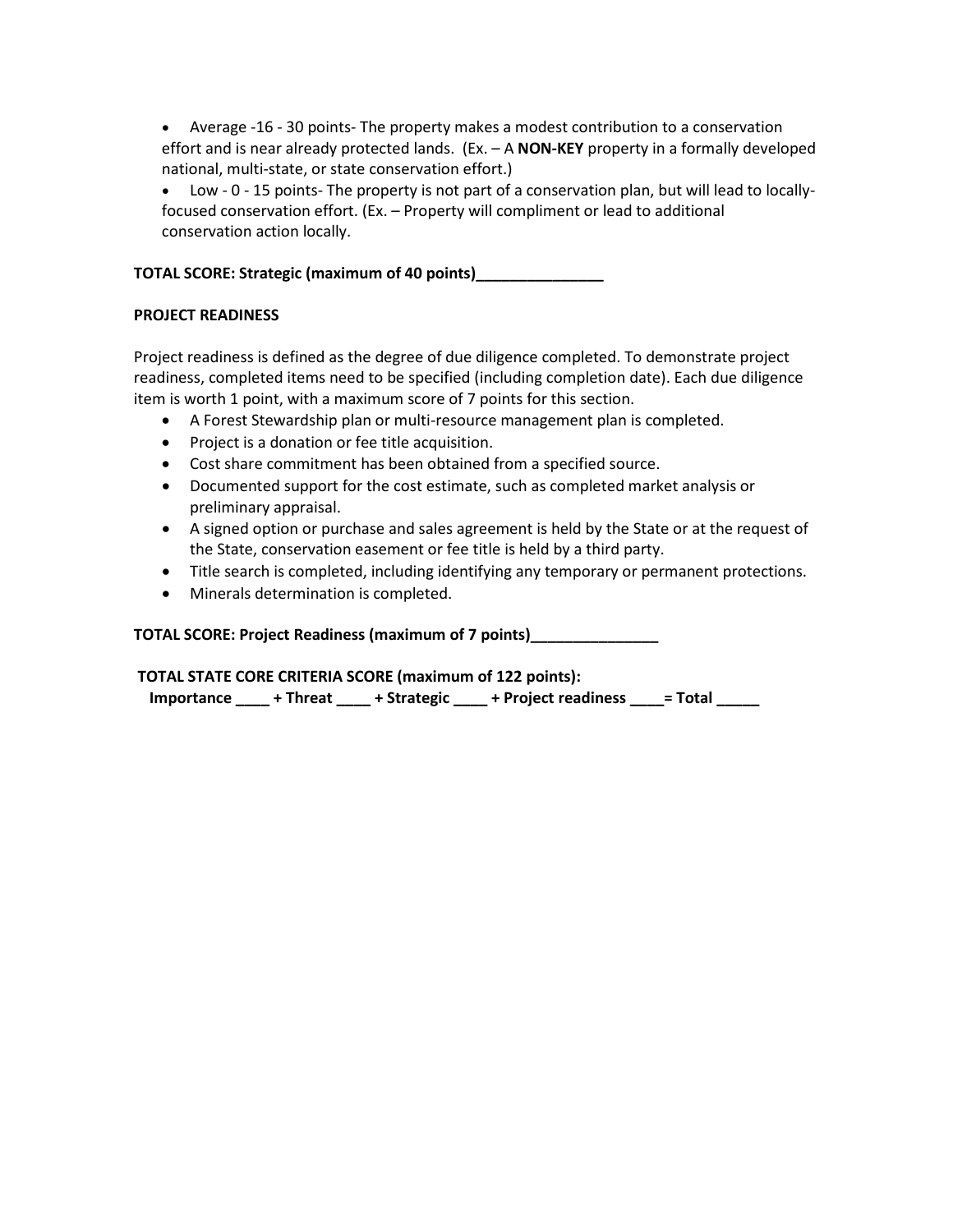- Average -16 - 30 points- The property makes a modest contribution to a conservation effort and is near already protected lands. (Ex. – A **NON-KEY** property in a formally developed national, multi-state, or state conservation effort.)
- Low - 0 - 15 points- The property is not part of a conservation plan, but will lead to locally-focused conservation effort. (Ex. – Property will compliment or lead to additional conservation action locally.

**TOTAL SCORE: Strategic (maximum of 40 points)_______________**

**PROJECT READINESS**

Project readiness is defined as the degree of due diligence completed. To demonstrate project readiness, completed items need to be specified (including completion date). Each due diligence item is worth 1 point, with a maximum score of 7 points for this section.

- A Forest Stewardship plan or multi-resource management plan is completed.
- Project is a donation or fee title acquisition.
- Cost share commitment has been obtained from a specified source.
- Documented support for the cost estimate, such as completed market analysis or preliminary appraisal.
- A signed option or purchase and sales agreement is held by the State or at the request of the State, conservation easement or fee title is held by a third party.
- Title search is completed, including identifying any temporary or permanent protections.
- Minerals determination is completed.

**TOTAL SCORE: Project Readiness (maximum of 7 points)_______________**

**TOTAL STATE CORE CRITERIA SCORE (maximum of 122 points):**
**Importance ____ + Threat ____ + Strategic ____ + Project readiness ____= Total _____**